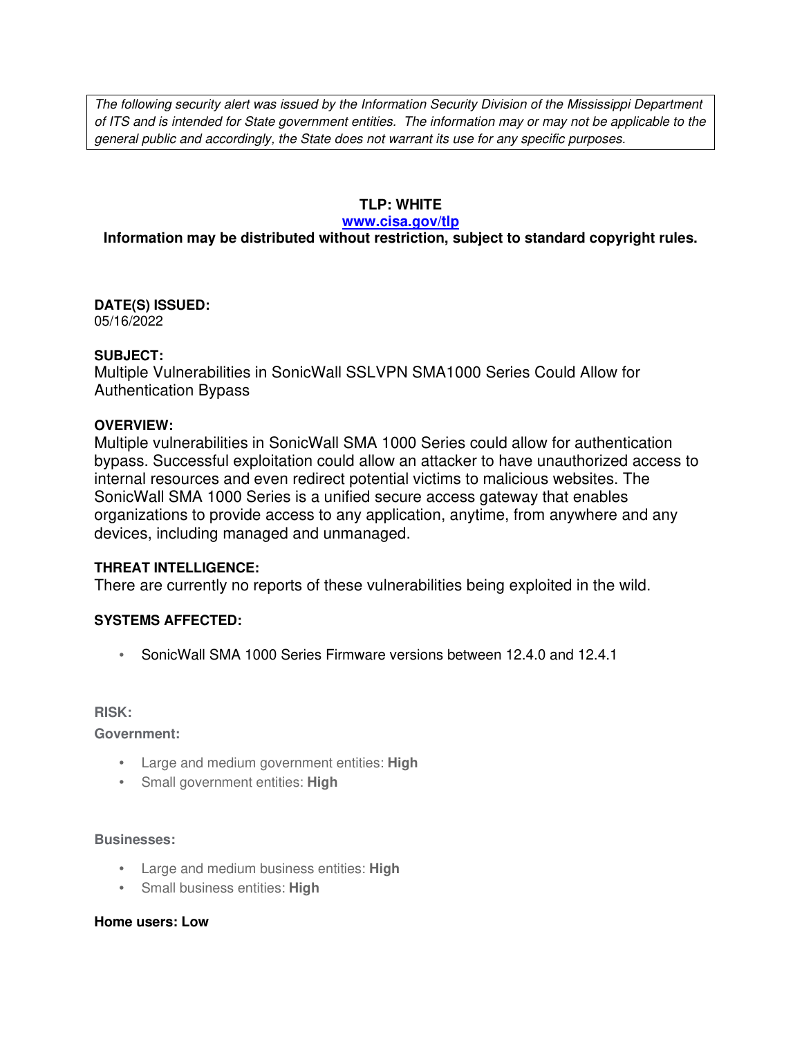*The following security alert was issued by the Information Security Division of the Mississippi Department of ITS and is intended for State government entities. The information may or may not be applicable to the general public and accordingly, the State does not warrant its use for any specific purposes.*

**TLP: WHITE**

**[www.cisa.gov/tlp](http://www.cisa.gov/tlp)**

**Information may be distributed without restriction, subject to standard copyright rules.**

**DATE(S) ISSUED:**
05/16/2022

**SUBJECT:**
Multiple Vulnerabilities in SonicWall SSLVPN SMA1000 Series Could Allow for Authentication Bypass

**OVERVIEW:**
Multiple vulnerabilities in SonicWall SMA 1000 Series could allow for authentication bypass. Successful exploitation could allow an attacker to have unauthorized access to internal resources and even redirect potential victims to malicious websites. The SonicWall SMA 1000 Series is a unified secure access gateway that enables organizations to provide access to any application, anytime, from anywhere and any devices, including managed and unmanaged.

**THREAT INTELLIGENCE:**
There are currently no reports of these vulnerabilities being exploited in the wild.

**SYSTEMS AFFECTED:**

- SonicWall SMA 1000 Series Firmware versions between 12.4.0 and 12.4.1

**RISK:**

**Government:**

- Large and medium government entities: **High**
- Small government entities: **High**

**Businesses:**

- Large and medium business entities: **High**
- Small business entities: **High**

**Home users: Low**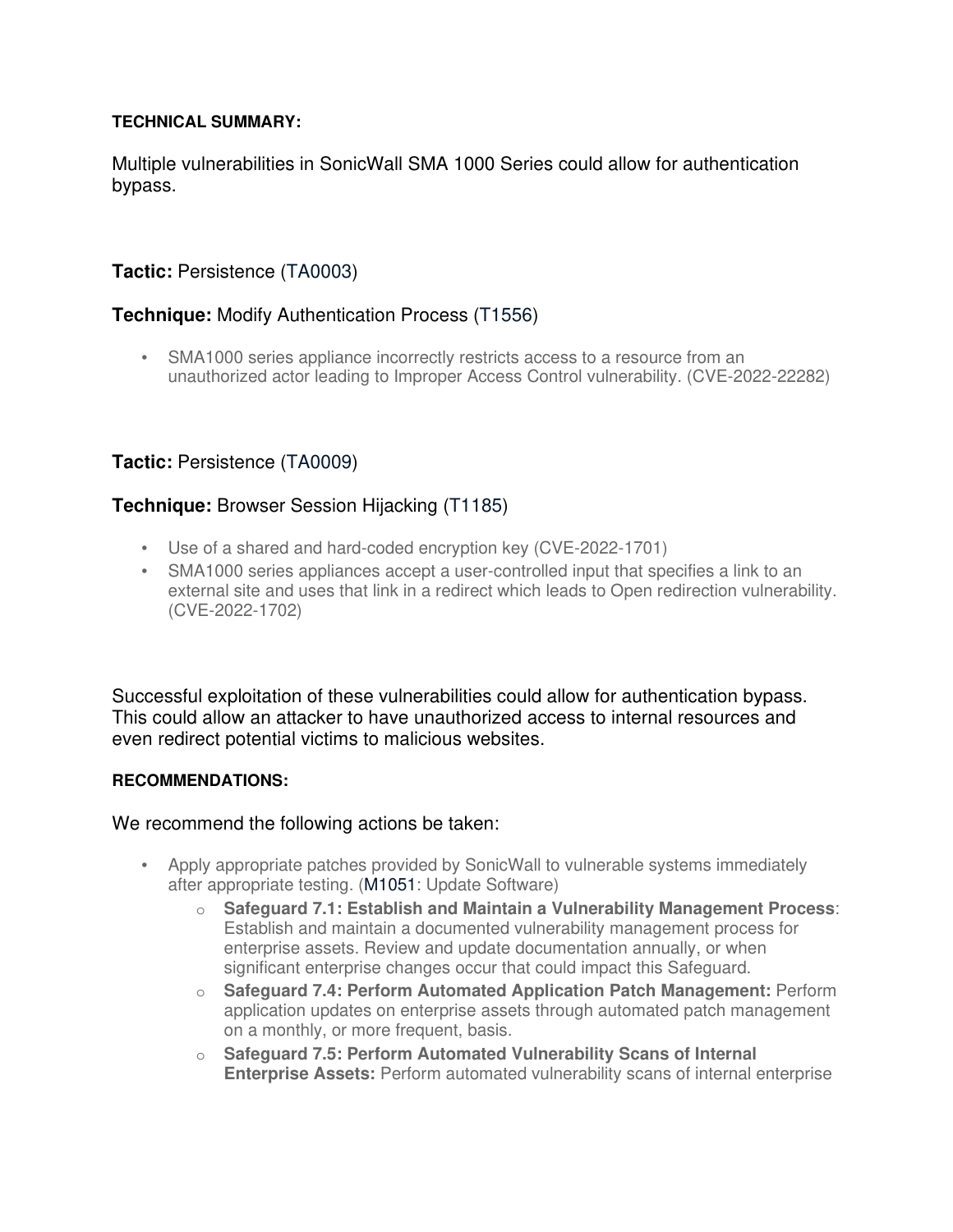**TECHNICAL SUMMARY:**

Multiple vulnerabilities in SonicWall SMA 1000 Series could allow for authentication bypass.

**Tactic:** Persistence (TA0003)

**Technique:** Modify Authentication Process (T1556)

- SMA1000 series appliance incorrectly restricts access to a resource from an unauthorized actor leading to Improper Access Control vulnerability. (CVE-2022-22282)

**Tactic:** Persistence (TA0009)

**Technique:** Browser Session Hijacking (T1185)

- Use of a shared and hard-coded encryption key (CVE-2022-1701)
- SMA1000 series appliances accept a user-controlled input that specifies a link to an external site and uses that link in a redirect which leads to Open redirection vulnerability. (CVE-2022-1702)

Successful exploitation of these vulnerabilities could allow for authentication bypass. This could allow an attacker to have unauthorized access to internal resources and even redirect potential victims to malicious websites.

**RECOMMENDATIONS:**

We recommend the following actions be taken:

- Apply appropriate patches provided by SonicWall to vulnerable systems immediately after appropriate testing. (M1051: Update Software)
  - **Safeguard 7.1: Establish and Maintain a Vulnerability Management Process**: Establish and maintain a documented vulnerability management process for enterprise assets. Review and update documentation annually, or when significant enterprise changes occur that could impact this Safeguard.
  - **Safeguard 7.4: Perform Automated Application Patch Management:** Perform application updates on enterprise assets through automated patch management on a monthly, or more frequent, basis.
  - **Safeguard 7.5: Perform Automated Vulnerability Scans of Internal Enterprise Assets:** Perform automated vulnerability scans of internal enterprise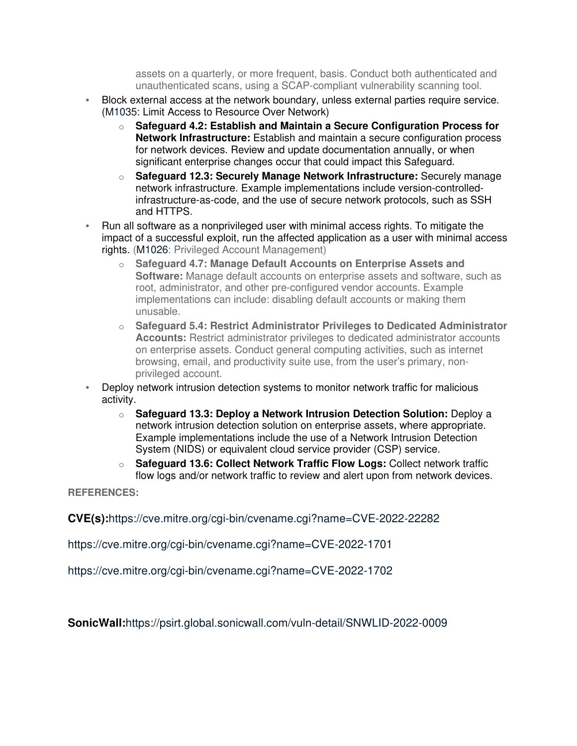assets on a quarterly, or more frequent, basis. Conduct both authenticated and unauthenticated scans, using a SCAP-compliant vulnerability scanning tool.

- Block external access at the network boundary, unless external parties require service. (M1035: Limit Access to Resource Over Network)
  - **Safeguard 4.2: Establish and Maintain a Secure Configuration Process for Network Infrastructure:** Establish and maintain a secure configuration process for network devices. Review and update documentation annually, or when significant enterprise changes occur that could impact this Safeguard.
  - **Safeguard 12.3: Securely Manage Network Infrastructure:** Securely manage network infrastructure. Example implementations include version-controlled-infrastructure-as-code, and the use of secure network protocols, such as SSH and HTTPS.
- Run all software as a nonprivileged user with minimal access rights. To mitigate the impact of a successful exploit, run the affected application as a user with minimal access rights. (M1026: Privileged Account Management)
  - **Safeguard 4.7: Manage Default Accounts on Enterprise Assets and Software:** Manage default accounts on enterprise assets and software, such as root, administrator, and other pre-configured vendor accounts. Example implementations can include: disabling default accounts or making them unusable.
  - **Safeguard 5.4: Restrict Administrator Privileges to Dedicated Administrator Accounts:** Restrict administrator privileges to dedicated administrator accounts on enterprise assets. Conduct general computing activities, such as internet browsing, email, and productivity suite use, from the user's primary, non-privileged account.
- Deploy network intrusion detection systems to monitor network traffic for malicious activity.
  - **Safeguard 13.3: Deploy a Network Intrusion Detection Solution:** Deploy a network intrusion detection solution on enterprise assets, where appropriate. Example implementations include the use of a Network Intrusion Detection System (NIDS) or equivalent cloud service provider (CSP) service.
  - **Safeguard 13.6: Collect Network Traffic Flow Logs:** Collect network traffic flow logs and/or network traffic to review and alert upon from network devices.

**REFERENCES:**

**CVE(s):**https://cve.mitre.org/cgi-bin/cvename.cgi?name=CVE-2022-22282

https://cve.mitre.org/cgi-bin/cvename.cgi?name=CVE-2022-1701

https://cve.mitre.org/cgi-bin/cvename.cgi?name=CVE-2022-1702

**SonicWall:**https://psirt.global.sonicwall.com/vuln-detail/SNWLID-2022-0009